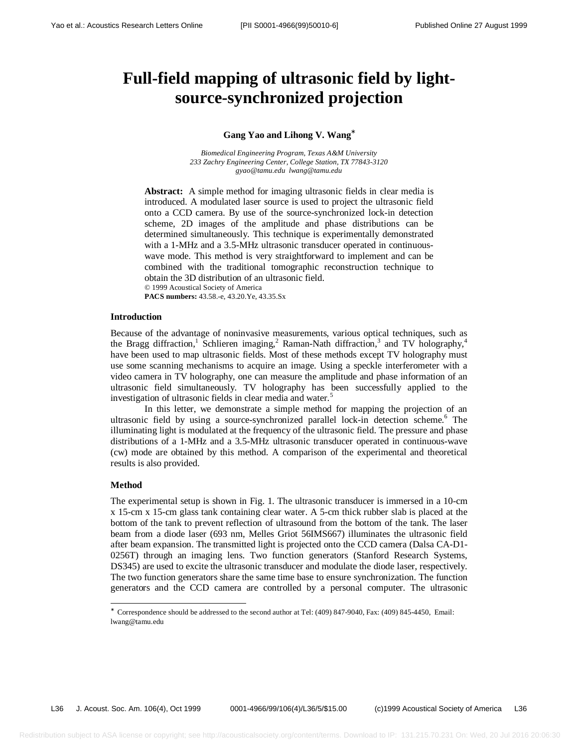# Full-field mapping of ultrasonic field by light-source-synchronized projection

**Gang Yao and Lihong V. Wang***

*Biomedical Engineering Program, Texas A&M University*
*233 Zachry Engineering Center, College Station, TX 77843-3120*
*gyao@tamu.edu lwang@tamu.edu*

**Abstract:** A simple method for imaging ultrasonic fields in clear media is introduced. A modulated laser source is used to project the ultrasonic field onto a CCD camera. By use of the source-synchronized lock-in detection scheme, 2D images of the amplitude and phase distributions can be determined simultaneously. This technique is experimentally demonstrated with a 1-MHz and a 3.5-MHz ultrasonic transducer operated in continuous-wave mode. This method is very straightforward to implement and can be combined with the traditional tomographic reconstruction technique to obtain the 3D distribution of an ultrasonic field.
© 1999 Acoustical Society of America
**PACS numbers:** 43.58.-e, 43.20.Ye, 43.35.Sx

### Introduction

Because of the advantage of noninvasive measurements, various optical techniques, such as the Bragg diffraction,[1] Schlieren imaging,[2] Raman-Nath diffraction,[3] and TV holography,[4] have been used to map ultrasonic fields. Most of these methods except TV holography must use some scanning mechanisms to acquire an image. Using a speckle interferometer with a video camera in TV holography, one can measure the amplitude and phase information of an ultrasonic field simultaneously. TV holography has been successfully applied to the investigation of ultrasonic fields in clear media and water.[5]

In this letter, we demonstrate a simple method for mapping the projection of an ultrasonic field by using a source-synchronized parallel lock-in detection scheme.[6] The illuminating light is modulated at the frequency of the ultrasonic field. The pressure and phase distributions of a 1-MHz and a 3.5-MHz ultrasonic transducer operated in continuous-wave (cw) mode are obtained by this method. A comparison of the experimental and theoretical results is also provided.

### Method

The experimental setup is shown in Fig. 1. The ultrasonic transducer is immersed in a 10-cm x 15-cm x 15-cm glass tank containing clear water. A 5-cm thick rubber slab is placed at the bottom of the tank to prevent reflection of ultrasound from the bottom of the tank. The laser beam from a diode laser (693 nm, Melles Griot 56IMS667) illuminates the ultrasonic field after beam expansion. The transmitted light is projected onto the CCD camera (Dalsa CA-D1-0256T) through an imaging lens. Two function generators (Stanford Research Systems, DS345) are used to excite the ultrasonic transducer and modulate the diode laser, respectively. The two function generators share the same time base to ensure synchronization. The function generators and the CCD camera are controlled by a personal computer. The ultrasonic

* Correspondence should be addressed to the second author at Tel: (409) 847-9040, Fax: (409) 845-4450, Email: lwang@tamu.edu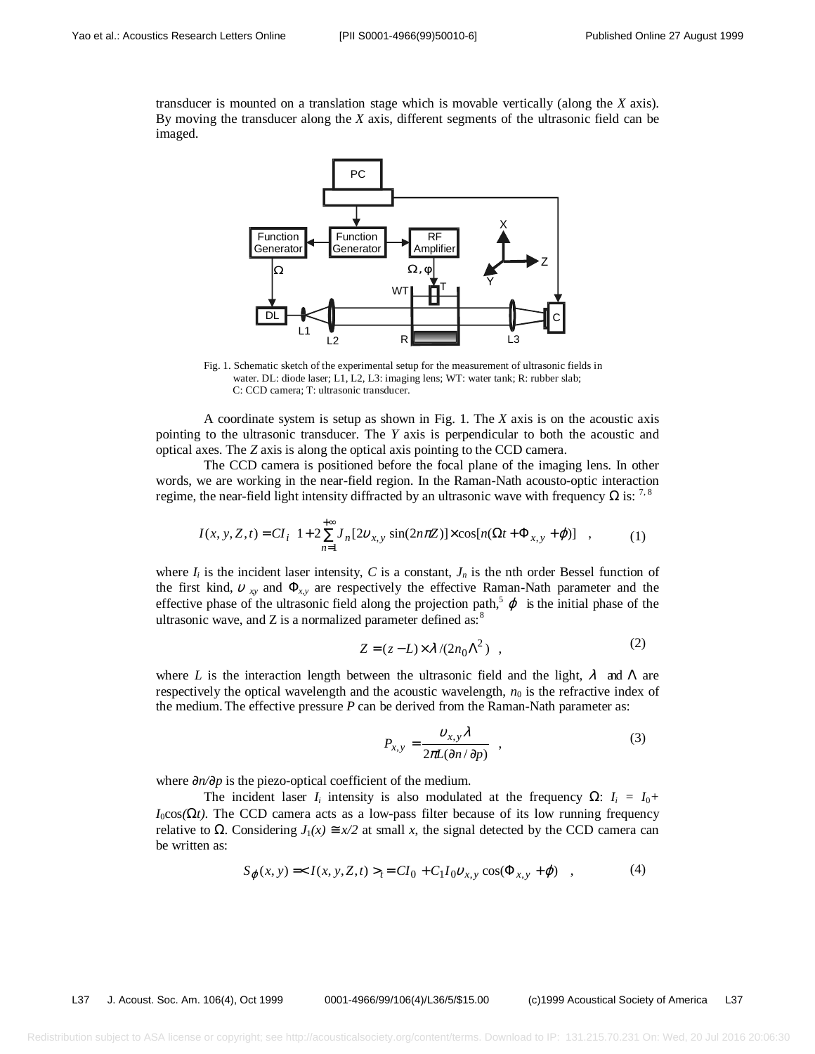transducer is mounted on a translation stage which is movable vertically (along the *X* axis). By moving the transducer along the *X* axis, different segments of the ultrasonic field can be imaged.

Fig. 1. Schematic sketch of the experimental setup for the measurement of ultrasonic fields in water. DL: diode laser; L1, L2, L3: imaging lens; WT: water tank; R: rubber slab; C: CCD camera; T: ultrasonic transducer.

A coordinate system is setup as shown in Fig. 1. The *X* axis is on the acoustic axis pointing to the ultrasonic transducer. The *Y* axis is perpendicular to both the acoustic and optical axes. The *Z* axis is along the optical axis pointing to the CCD camera.

The CCD camera is positioned before the focal plane of the imaging lens. In other words, we are working in the near-field region. In the Raman-Nath acousto-optic interaction regime, the near-field light intensity diffracted by an ultrasonic wave with frequency $\Omega$ is: [7, 8]

$$I(x,y,Z,t) = CI_i\left\{1 + 2\sum_{n=1}^{+\infty} J_n[2\upsilon_{x,y}\sin(2n\pi Z)]\times\cos[n(\Omega t + \Phi_{x,y} + \varphi)]\right\} \quad , \tag{1}$$

where $I_i$ is the incident laser intensity, $C$ is a constant, $J_n$ is the nth order Bessel function of the first kind, $\upsilon_{xy}$ and $\Phi_{x,y}$ are respectively the effective Raman-Nath parameter and the effective phase of the ultrasonic field along the projection path,[5] $\varphi$ is the initial phase of the ultrasonic wave, and Z is a normalized parameter defined as:[8]

$$Z = (z - L)\times\lambda/(2n_0\Lambda^2) \quad , \tag{2}$$

where $L$ is the interaction length between the ultrasonic field and the light, $\lambda$ and $\Lambda$ are respectively the optical wavelength and the acoustic wavelength, $n_0$ is the refractive index of the medium. The effective pressure $P$ can be derived from the Raman-Nath parameter as:

$$P_{x,y} = \frac{\upsilon_{x,y}\lambda}{2\pi L(\partial n/\partial p)} \quad , \tag{3}$$

where $\partial n/\partial p$ is the piezo-optical coefficient of the medium.

The incident laser $I_i$ intensity is also modulated at the frequency $\Omega$: $I_i = I_0 + I_0\cos(\Omega t)$. The CCD camera acts as a low-pass filter because of its low running frequency relative to $\Omega$. Considering $J_1(x) \cong x/2$ at small $x$, the signal detected by the CCD camera can be written as:

$$S_\varphi(x,y) = \langle I(x,y,Z,t)\rangle_t = CI_0 + C_1 I_0 \upsilon_{x,y}\cos(\Phi_{x,y} + \varphi) \quad , \tag{4}$$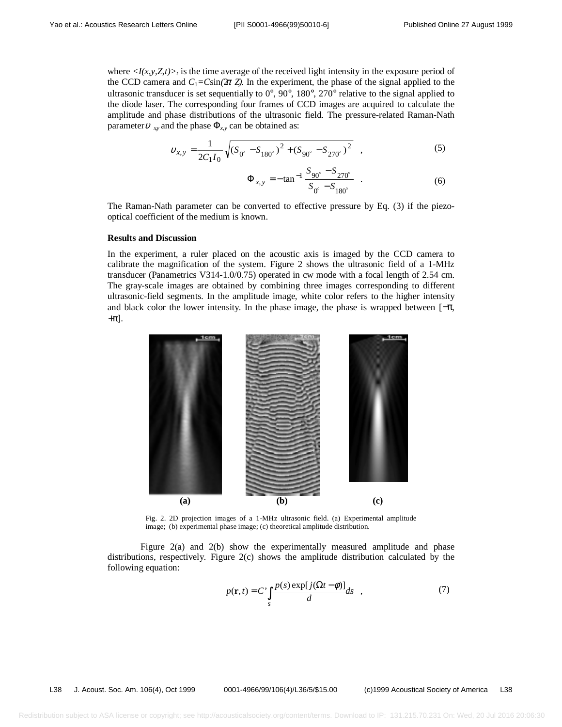where $<I(x,y,Z,t)>_t$ is the time average of the received light intensity in the exposure period of the CCD camera and $C_1=C\sin(2\pi Z)$. In the experiment, the phase of the signal applied to the ultrasonic transducer is set sequentially to 0°, 90°, 180°, 270° relative to the signal applied to the diode laser. The corresponding four frames of CCD images are acquired to calculate the amplitude and phase distributions of the ultrasonic field. The pressure-related Raman-Nath parameter $\upsilon_{xy}$ and the phase $\Phi_{x,y}$ can be obtained as:

$$\upsilon_{x,y} = \frac{1}{2C_1 I_0}\sqrt{(S_{0^\circ} - S_{180^\circ})^2 + (S_{90^\circ} - S_{270^\circ})^2} \quad , \tag{5}$$

$$\Phi_{x,y} = -\tan^{-1}\frac{S_{90^\circ} - S_{270^\circ}}{S_{0^\circ} - S_{180^\circ}} \quad . \tag{6}$$

The Raman-Nath parameter can be converted to effective pressure by Eq. (3) if the piezo-optical coefficient of the medium is known.

**Results and Discussion**

In the experiment, a ruler placed on the acoustic axis is imaged by the CCD camera to calibrate the magnification of the system. Figure 2 shows the ultrasonic field of a 1-MHz transducer (Panametrics V314-1.0/0.75) operated in cw mode with a focal length of 2.54 cm. The gray-scale images are obtained by combining three images corresponding to different ultrasonic-field segments. In the amplitude image, white color refers to the higher intensity and black color the lower intensity. In the phase image, the phase is wrapped between [$-\pi$, $+\pi$].

Fig. 2. 2D projection images of a 1-MHz ultrasonic field. (a) Experimental amplitude image; (b) experimental phase image; (c) theoretical amplitude distribution.

Figure 2(a) and 2(b) show the experimentally measured amplitude and phase distributions, respectively. Figure 2(c) shows the amplitude distribution calculated by the following equation:

$$p(\mathbf{r},t) = C' \int_s \frac{p(s)\exp[j(\Omega t - \phi)]}{d} ds \quad , \tag{7}$$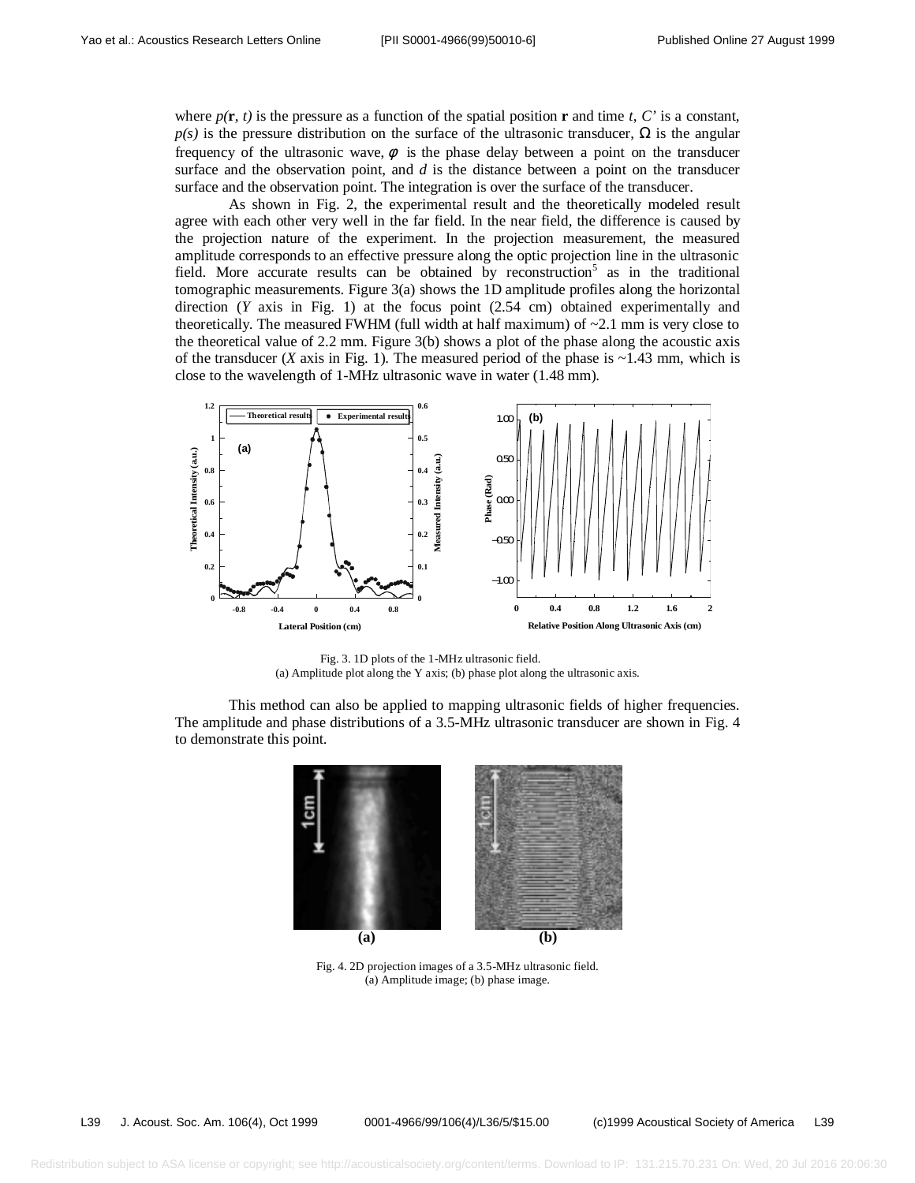where $p(\mathbf{r}, t)$ is the pressure as a function of the spatial position $\mathbf{r}$ and time $t$, $C'$ is a constant, $p(s)$ is the pressure distribution on the surface of the ultrasonic transducer, $\Omega$ is the angular frequency of the ultrasonic wave, $\phi$ is the phase delay between a point on the transducer surface and the observation point, and $d$ is the distance between a point on the transducer surface and the observation point. The integration is over the surface of the transducer.

As shown in Fig. 2, the experimental result and the theoretically modeled result agree with each other very well in the far field. In the near field, the difference is caused by the projection nature of the experiment. In the projection measurement, the measured amplitude corresponds to an effective pressure along the optic projection line in the ultrasonic field. More accurate results can be obtained by reconstruction[5] as in the traditional tomographic measurements. Figure 3(a) shows the 1D amplitude profiles along the horizontal direction ($Y$ axis in Fig. 1) at the focus point (2.54 cm) obtained experimentally and theoretically. The measured FWHM (full width at half maximum) of ~2.1 mm is very close to the theoretical value of 2.2 mm. Figure 3(b) shows a plot of the phase along the acoustic axis of the transducer ($X$ axis in Fig. 1). The measured period of the phase is ~1.43 mm, which is close to the wavelength of 1-MHz ultrasonic wave in water (1.48 mm).

Fig. 3. 1D plots of the 1-MHz ultrasonic field.
(a) Amplitude plot along the Y axis; (b) phase plot along the ultrasonic axis.

This method can also be applied to mapping ultrasonic fields of higher frequencies. The amplitude and phase distributions of a 3.5-MHz ultrasonic transducer are shown in Fig. 4 to demonstrate this point.

Fig. 4. 2D projection images of a 3.5-MHz ultrasonic field.
(a) Amplitude image; (b) phase image.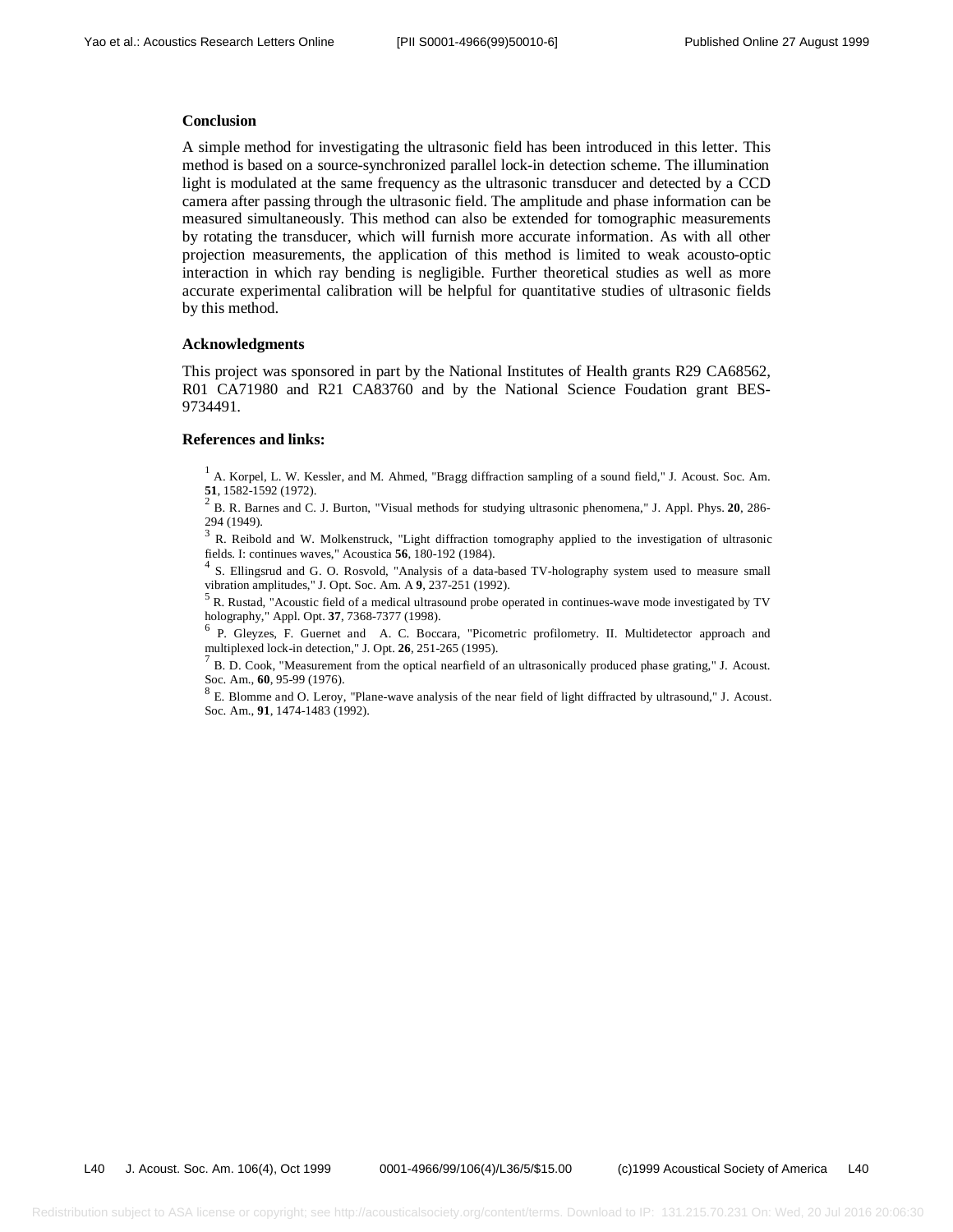## Conclusion

A simple method for investigating the ultrasonic field has been introduced in this letter. This method is based on a source-synchronized parallel lock-in detection scheme. The illumination light is modulated at the same frequency as the ultrasonic transducer and detected by a CCD camera after passing through the ultrasonic field. The amplitude and phase information can be measured simultaneously. This method can also be extended for tomographic measurements by rotating the transducer, which will furnish more accurate information. As with all other projection measurements, the application of this method is limited to weak acousto-optic interaction in which ray bending is negligible. Further theoretical studies as well as more accurate experimental calibration will be helpful for quantitative studies of ultrasonic fields by this method.

## Acknowledgments

This project was sponsored in part by the National Institutes of Health grants R29 CA68562, R01 CA71980 and R21 CA83760 and by the National Science Foudation grant BES-9734491.

## References and links:

[1] A. Korpel, L. W. Kessler, and M. Ahmed, "Bragg diffraction sampling of a sound field," J. Acoust. Soc. Am. **51**, 1582-1592 (1972).

[2] B. R. Barnes and C. J. Burton, "Visual methods for studying ultrasonic phenomena," J. Appl. Phys. **20**, 286-294 (1949).

[3] R. Reibold and W. Molkenstruck, "Light diffraction tomography applied to the investigation of ultrasonic fields. I: continues waves," Acoustica **56**, 180-192 (1984).

[4] S. Ellingsrud and G. O. Rosvold, "Analysis of a data-based TV-holography system used to measure small vibration amplitudes," J. Opt. Soc. Am. A **9**, 237-251 (1992).

[5] R. Rustad, "Acoustic field of a medical ultrasound probe operated in continues-wave mode investigated by TV holography," Appl. Opt. **37**, 7368-7377 (1998).

[6] P. Gleyzes, F. Guernet and A. C. Boccara, "Picometric profilometry. II. Multidetector approach and multiplexed lock-in detection," J. Opt. **26**, 251-265 (1995).

[7] B. D. Cook, "Measurement from the optical nearfield of an ultrasonically produced phase grating," J. Acoust. Soc. Am., **60**, 95-99 (1976).

[8] E. Blomme and O. Leroy, "Plane-wave analysis of the near field of light diffracted by ultrasound," J. Acoust. Soc. Am., **91**, 1474-1483 (1992).